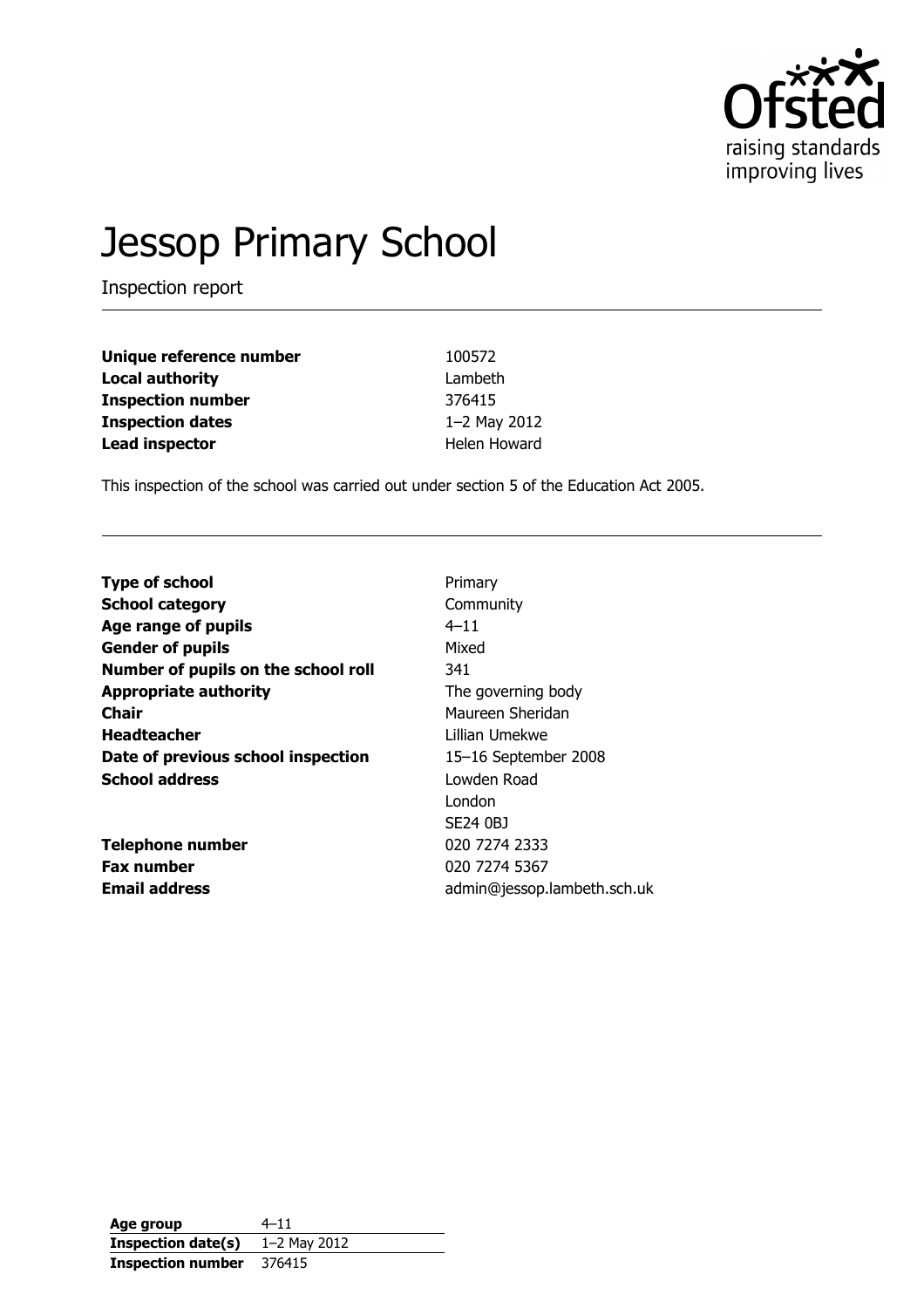# Jessop Primary School

Inspection report

| | |
|---|---|
| **Unique reference number** | 100572 |
| **Local authority** | Lambeth |
| **Inspection number** | 376415 |
| **Inspection dates** | 1–2 May 2012 |
| **Lead inspector** | Helen Howard |

This inspection of the school was carried out under section 5 of the Education Act 2005.

| | |
|---|---|
| **Type of school** | Primary |
| **School category** | Community |
| **Age range of pupils** | 4–11 |
| **Gender of pupils** | Mixed |
| **Number of pupils on the school roll** | 341 |
| **Appropriate authority** | The governing body |
| **Chair** | Maureen Sheridan |
| **Headteacher** | Lillian Umekwe |
| **Date of previous school inspection** | 15–16 September 2008 |
| **School address** | Lowden Road<br>London<br>SE24 0BJ |
| **Telephone number** | 020 7274 2333 |
| **Fax number** | 020 7274 5367 |
| **Email address** | admin@jessop.lambeth.sch.uk |

| | |
|---|---|
| **Age group** | 4–11 |
| **Inspection date(s)** | 1–2 May 2012 |
| **Inspection number** | 376415 |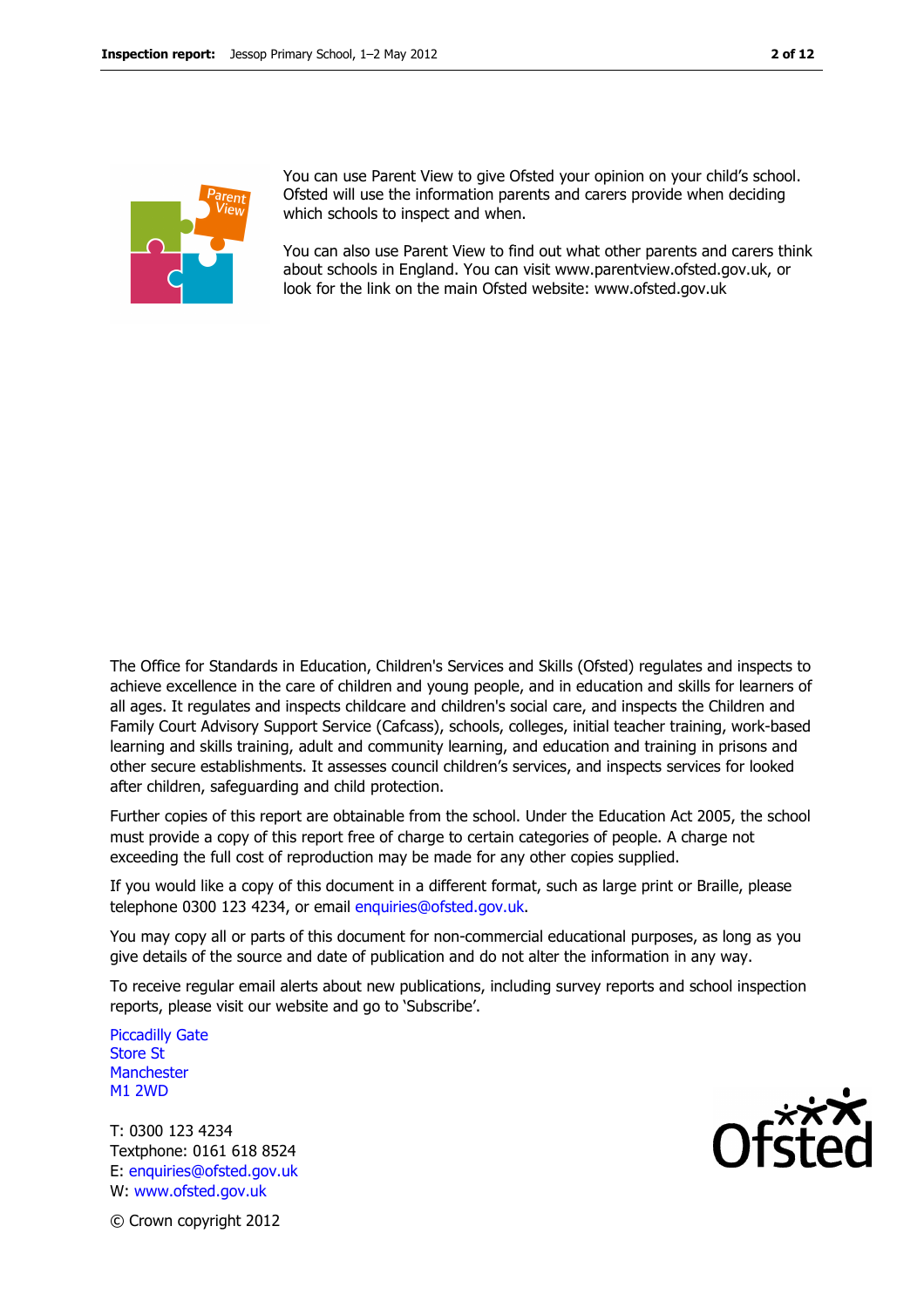You can use Parent View to give Ofsted your opinion on your child's school. Ofsted will use the information parents and carers provide when deciding which schools to inspect and when.

You can also use Parent View to find out what other parents and carers think about schools in England. You can visit www.parentview.ofsted.gov.uk, or look for the link on the main Ofsted website: www.ofsted.gov.uk

The Office for Standards in Education, Children's Services and Skills (Ofsted) regulates and inspects to achieve excellence in the care of children and young people, and in education and skills for learners of all ages. It regulates and inspects childcare and children's social care, and inspects the Children and Family Court Advisory Support Service (Cafcass), schools, colleges, initial teacher training, work-based learning and skills training, adult and community learning, and education and training in prisons and other secure establishments. It assesses council children's services, and inspects services for looked after children, safeguarding and child protection.

Further copies of this report are obtainable from the school. Under the Education Act 2005, the school must provide a copy of this report free of charge to certain categories of people. A charge not exceeding the full cost of reproduction may be made for any other copies supplied.

If you would like a copy of this document in a different format, such as large print or Braille, please telephone 0300 123 4234, or email enquiries@ofsted.gov.uk.

You may copy all or parts of this document for non-commercial educational purposes, as long as you give details of the source and date of publication and do not alter the information in any way.

To receive regular email alerts about new publications, including survey reports and school inspection reports, please visit our website and go to 'Subscribe'.

Piccadilly Gate
Store St
Manchester
M1 2WD

T: 0300 123 4234
Textphone: 0161 618 8524
E: enquiries@ofsted.gov.uk
W: www.ofsted.gov.uk

© Crown copyright 2012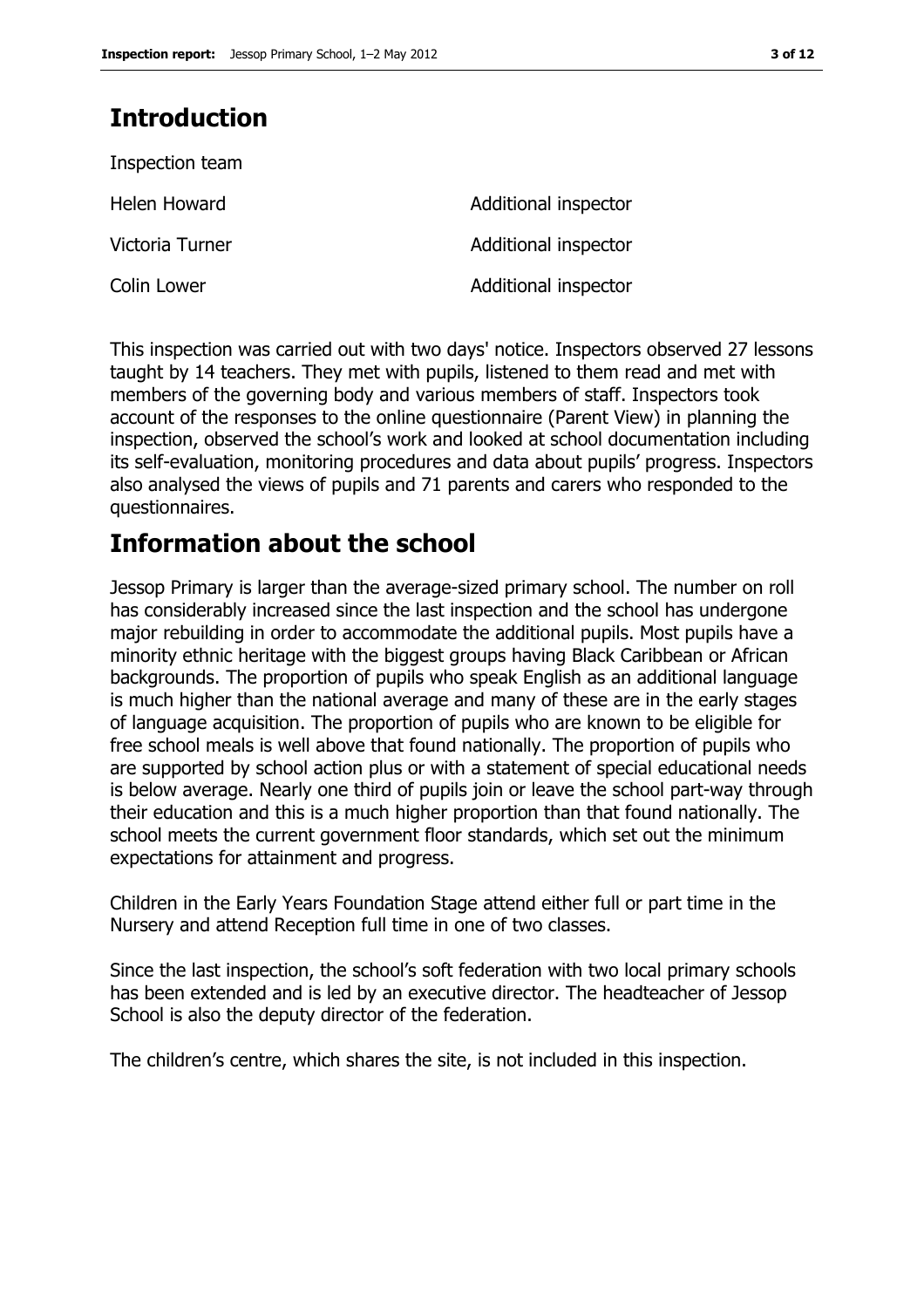## Introduction

Inspection team

| | |
|---|---|
| Helen Howard | Additional inspector |
| Victoria Turner | Additional inspector |
| Colin Lower | Additional inspector |

This inspection was carried out with two days' notice. Inspectors observed 27 lessons taught by 14 teachers. They met with pupils, listened to them read and met with members of the governing body and various members of staff. Inspectors took account of the responses to the online questionnaire (Parent View) in planning the inspection, observed the school's work and looked at school documentation including its self-evaluation, monitoring procedures and data about pupils' progress. Inspectors also analysed the views of pupils and 71 parents and carers who responded to the questionnaires.

## Information about the school

Jessop Primary is larger than the average-sized primary school. The number on roll has considerably increased since the last inspection and the school has undergone major rebuilding in order to accommodate the additional pupils. Most pupils have a minority ethnic heritage with the biggest groups having Black Caribbean or African backgrounds. The proportion of pupils who speak English as an additional language is much higher than the national average and many of these are in the early stages of language acquisition. The proportion of pupils who are known to be eligible for free school meals is well above that found nationally. The proportion of pupils who are supported by school action plus or with a statement of special educational needs is below average. Nearly one third of pupils join or leave the school part-way through their education and this is a much higher proportion than that found nationally. The school meets the current government floor standards, which set out the minimum expectations for attainment and progress.

Children in the Early Years Foundation Stage attend either full or part time in the Nursery and attend Reception full time in one of two classes.

Since the last inspection, the school's soft federation with two local primary schools has been extended and is led by an executive director. The headteacher of Jessop School is also the deputy director of the federation.

The children's centre, which shares the site, is not included in this inspection.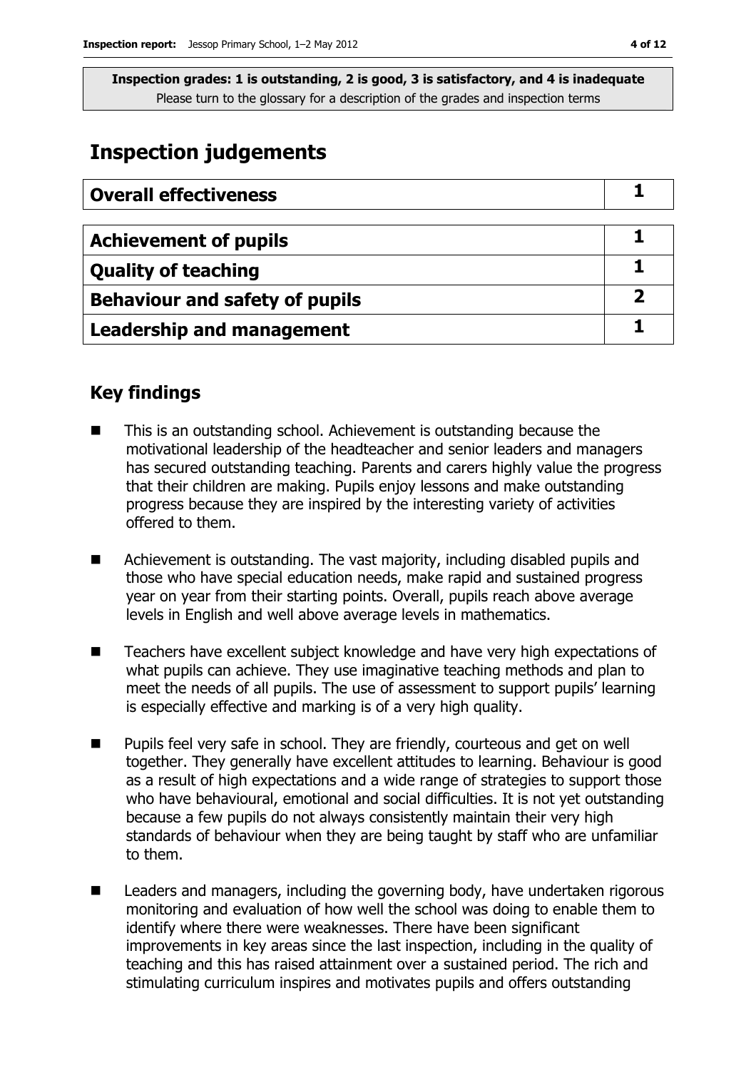**Inspection grades: 1 is outstanding, 2 is good, 3 is satisfactory, and 4 is inadequate**
Please turn to the glossary for a description of the grades and inspection terms

# Inspection judgements

| Overall effectiveness | 1 |
|---|---|
| **Achievement of pupils** | **1** |
| **Quality of teaching** | **1** |
| **Behaviour and safety of pupils** | **2** |
| **Leadership and management** | **1** |

## Key findings

- This is an outstanding school. Achievement is outstanding because the motivational leadership of the headteacher and senior leaders and managers has secured outstanding teaching. Parents and carers highly value the progress that their children are making. Pupils enjoy lessons and make outstanding progress because they are inspired by the interesting variety of activities offered to them.
- Achievement is outstanding. The vast majority, including disabled pupils and those who have special education needs, make rapid and sustained progress year on year from their starting points. Overall, pupils reach above average levels in English and well above average levels in mathematics.
- Teachers have excellent subject knowledge and have very high expectations of what pupils can achieve. They use imaginative teaching methods and plan to meet the needs of all pupils. The use of assessment to support pupils' learning is especially effective and marking is of a very high quality.
- Pupils feel very safe in school. They are friendly, courteous and get on well together. They generally have excellent attitudes to learning. Behaviour is good as a result of high expectations and a wide range of strategies to support those who have behavioural, emotional and social difficulties. It is not yet outstanding because a few pupils do not always consistently maintain their very high standards of behaviour when they are being taught by staff who are unfamiliar to them.
- Leaders and managers, including the governing body, have undertaken rigorous monitoring and evaluation of how well the school was doing to enable them to identify where there were weaknesses. There have been significant improvements in key areas since the last inspection, including in the quality of teaching and this has raised attainment over a sustained period. The rich and stimulating curriculum inspires and motivates pupils and offers outstanding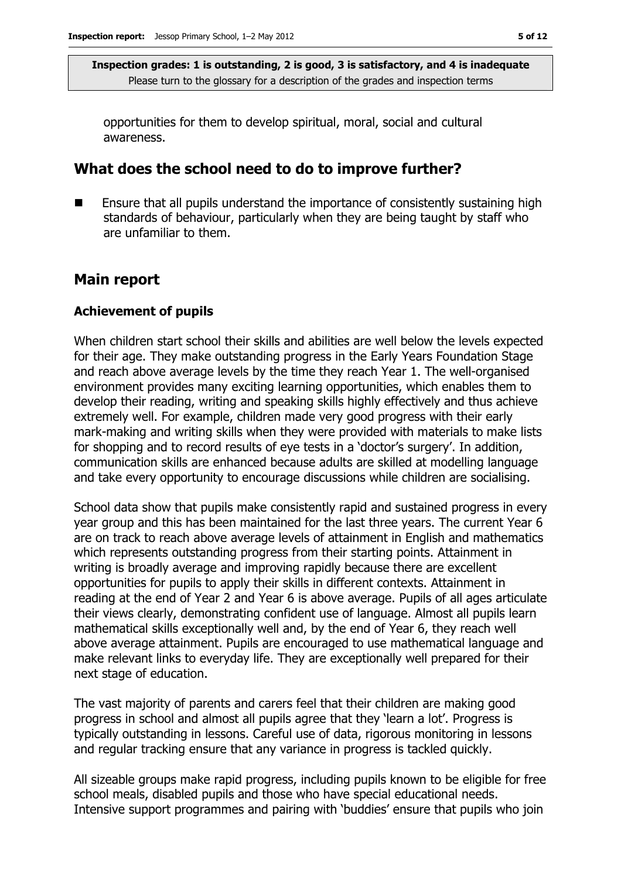opportunities for them to develop spiritual, moral, social and cultural awareness.

## What does the school need to do to improve further?

- Ensure that all pupils understand the importance of consistently sustaining high standards of behaviour, particularly when they are being taught by staff who are unfamiliar to them.

## Main report

### Achievement of pupils

When children start school their skills and abilities are well below the levels expected for their age. They make outstanding progress in the Early Years Foundation Stage and reach above average levels by the time they reach Year 1. The well-organised environment provides many exciting learning opportunities, which enables them to develop their reading, writing and speaking skills highly effectively and thus achieve extremely well. For example, children made very good progress with their early mark-making and writing skills when they were provided with materials to make lists for shopping and to record results of eye tests in a 'doctor's surgery'. In addition, communication skills are enhanced because adults are skilled at modelling language and take every opportunity to encourage discussions while children are socialising.

School data show that pupils make consistently rapid and sustained progress in every year group and this has been maintained for the last three years. The current Year 6 are on track to reach above average levels of attainment in English and mathematics which represents outstanding progress from their starting points. Attainment in writing is broadly average and improving rapidly because there are excellent opportunities for pupils to apply their skills in different contexts. Attainment in reading at the end of Year 2 and Year 6 is above average. Pupils of all ages articulate their views clearly, demonstrating confident use of language. Almost all pupils learn mathematical skills exceptionally well and, by the end of Year 6, they reach well above average attainment. Pupils are encouraged to use mathematical language and make relevant links to everyday life. They are exceptionally well prepared for their next stage of education.

The vast majority of parents and carers feel that their children are making good progress in school and almost all pupils agree that they 'learn a lot'. Progress is typically outstanding in lessons. Careful use of data, rigorous monitoring in lessons and regular tracking ensure that any variance in progress is tackled quickly.

All sizeable groups make rapid progress, including pupils known to be eligible for free school meals, disabled pupils and those who have special educational needs. Intensive support programmes and pairing with 'buddies' ensure that pupils who join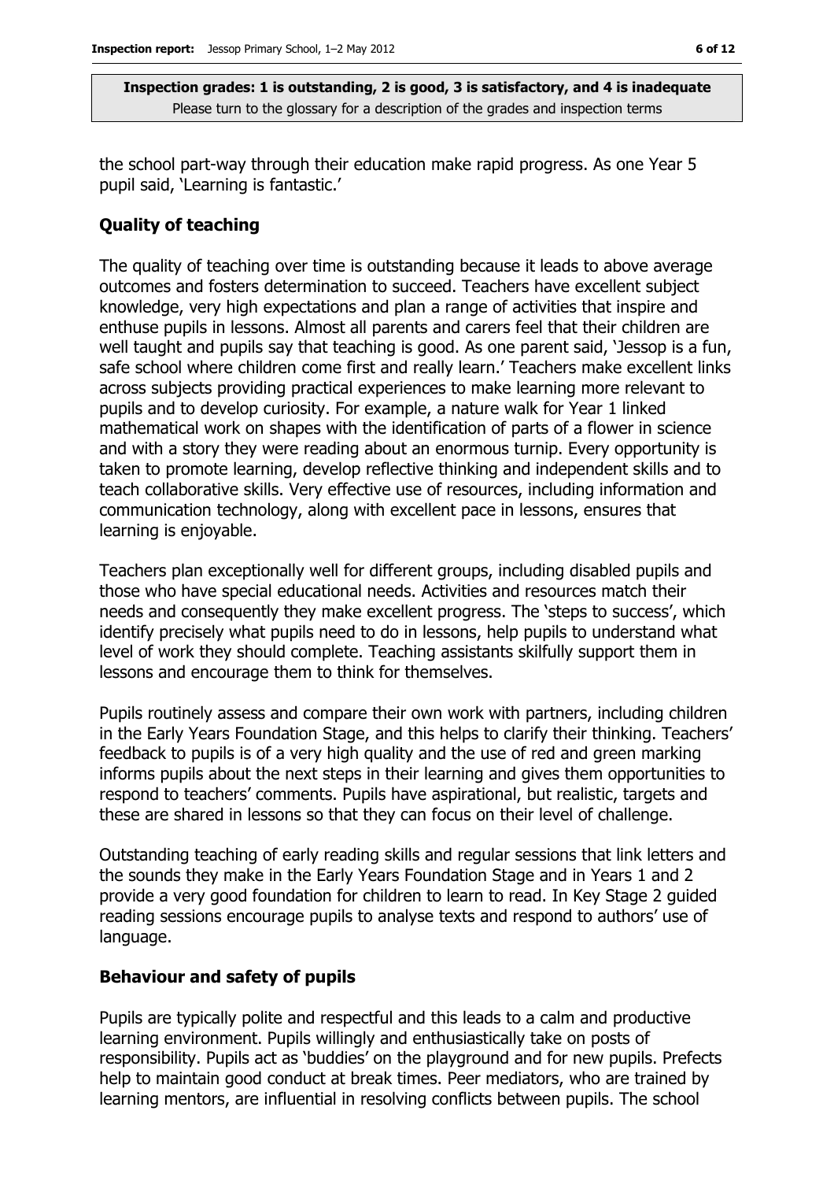the school part-way through their education make rapid progress. As one Year 5 pupil said, 'Learning is fantastic.'

### Quality of teaching

The quality of teaching over time is outstanding because it leads to above average outcomes and fosters determination to succeed. Teachers have excellent subject knowledge, very high expectations and plan a range of activities that inspire and enthuse pupils in lessons. Almost all parents and carers feel that their children are well taught and pupils say that teaching is good. As one parent said, 'Jessop is a fun, safe school where children come first and really learn.' Teachers make excellent links across subjects providing practical experiences to make learning more relevant to pupils and to develop curiosity. For example, a nature walk for Year 1 linked mathematical work on shapes with the identification of parts of a flower in science and with a story they were reading about an enormous turnip. Every opportunity is taken to promote learning, develop reflective thinking and independent skills and to teach collaborative skills. Very effective use of resources, including information and communication technology, along with excellent pace in lessons, ensures that learning is enjoyable.

Teachers plan exceptionally well for different groups, including disabled pupils and those who have special educational needs. Activities and resources match their needs and consequently they make excellent progress. The 'steps to success', which identify precisely what pupils need to do in lessons, help pupils to understand what level of work they should complete. Teaching assistants skilfully support them in lessons and encourage them to think for themselves.

Pupils routinely assess and compare their own work with partners, including children in the Early Years Foundation Stage, and this helps to clarify their thinking. Teachers' feedback to pupils is of a very high quality and the use of red and green marking informs pupils about the next steps in their learning and gives them opportunities to respond to teachers' comments. Pupils have aspirational, but realistic, targets and these are shared in lessons so that they can focus on their level of challenge.

Outstanding teaching of early reading skills and regular sessions that link letters and the sounds they make in the Early Years Foundation Stage and in Years 1 and 2 provide a very good foundation for children to learn to read. In Key Stage 2 guided reading sessions encourage pupils to analyse texts and respond to authors' use of language.

### Behaviour and safety of pupils

Pupils are typically polite and respectful and this leads to a calm and productive learning environment. Pupils willingly and enthusiastically take on posts of responsibility. Pupils act as 'buddies' on the playground and for new pupils. Prefects help to maintain good conduct at break times. Peer mediators, who are trained by learning mentors, are influential in resolving conflicts between pupils. The school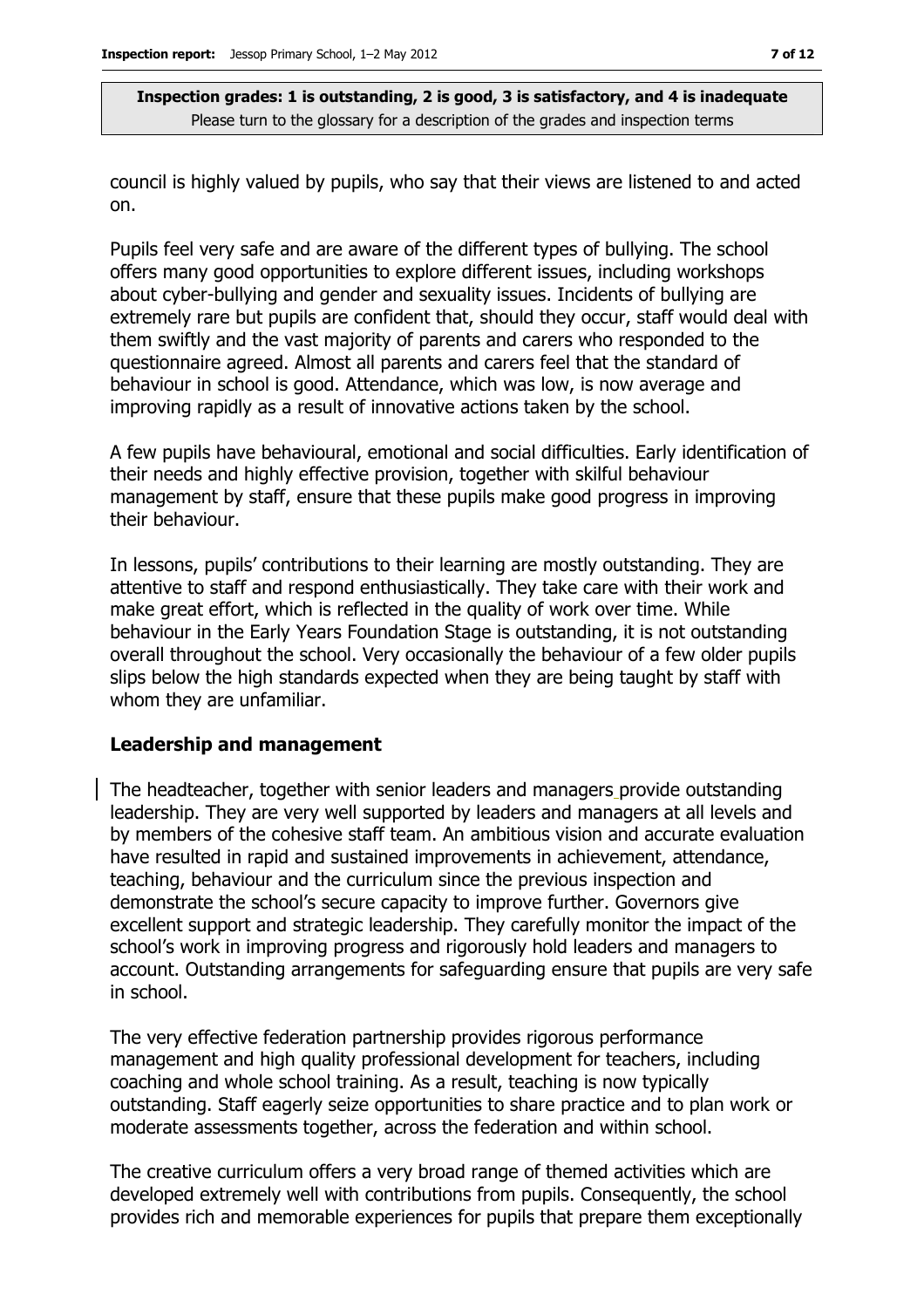**Inspection grades: 1 is outstanding, 2 is good, 3 is satisfactory, and 4 is inadequate**
Please turn to the glossary for a description of the grades and inspection terms

council is highly valued by pupils, who say that their views are listened to and acted on.

Pupils feel very safe and are aware of the different types of bullying. The school offers many good opportunities to explore different issues, including workshops about cyber-bullying and gender and sexuality issues. Incidents of bullying are extremely rare but pupils are confident that, should they occur, staff would deal with them swiftly and the vast majority of parents and carers who responded to the questionnaire agreed. Almost all parents and carers feel that the standard of behaviour in school is good. Attendance, which was low, is now average and improving rapidly as a result of innovative actions taken by the school.

A few pupils have behavioural, emotional and social difficulties. Early identification of their needs and highly effective provision, together with skilful behaviour management by staff, ensure that these pupils make good progress in improving their behaviour.

In lessons, pupils' contributions to their learning are mostly outstanding. They are attentive to staff and respond enthusiastically. They take care with their work and make great effort, which is reflected in the quality of work over time. While behaviour in the Early Years Foundation Stage is outstanding, it is not outstanding overall throughout the school. Very occasionally the behaviour of a few older pupils slips below the high standards expected when they are being taught by staff with whom they are unfamiliar.

### Leadership and management

The headteacher, together with senior leaders and managers provide outstanding leadership. They are very well supported by leaders and managers at all levels and by members of the cohesive staff team. An ambitious vision and accurate evaluation have resulted in rapid and sustained improvements in achievement, attendance, teaching, behaviour and the curriculum since the previous inspection and demonstrate the school's secure capacity to improve further. Governors give excellent support and strategic leadership. They carefully monitor the impact of the school's work in improving progress and rigorously hold leaders and managers to account. Outstanding arrangements for safeguarding ensure that pupils are very safe in school.

The very effective federation partnership provides rigorous performance management and high quality professional development for teachers, including coaching and whole school training. As a result, teaching is now typically outstanding. Staff eagerly seize opportunities to share practice and to plan work or moderate assessments together, across the federation and within school.

The creative curriculum offers a very broad range of themed activities which are developed extremely well with contributions from pupils. Consequently, the school provides rich and memorable experiences for pupils that prepare them exceptionally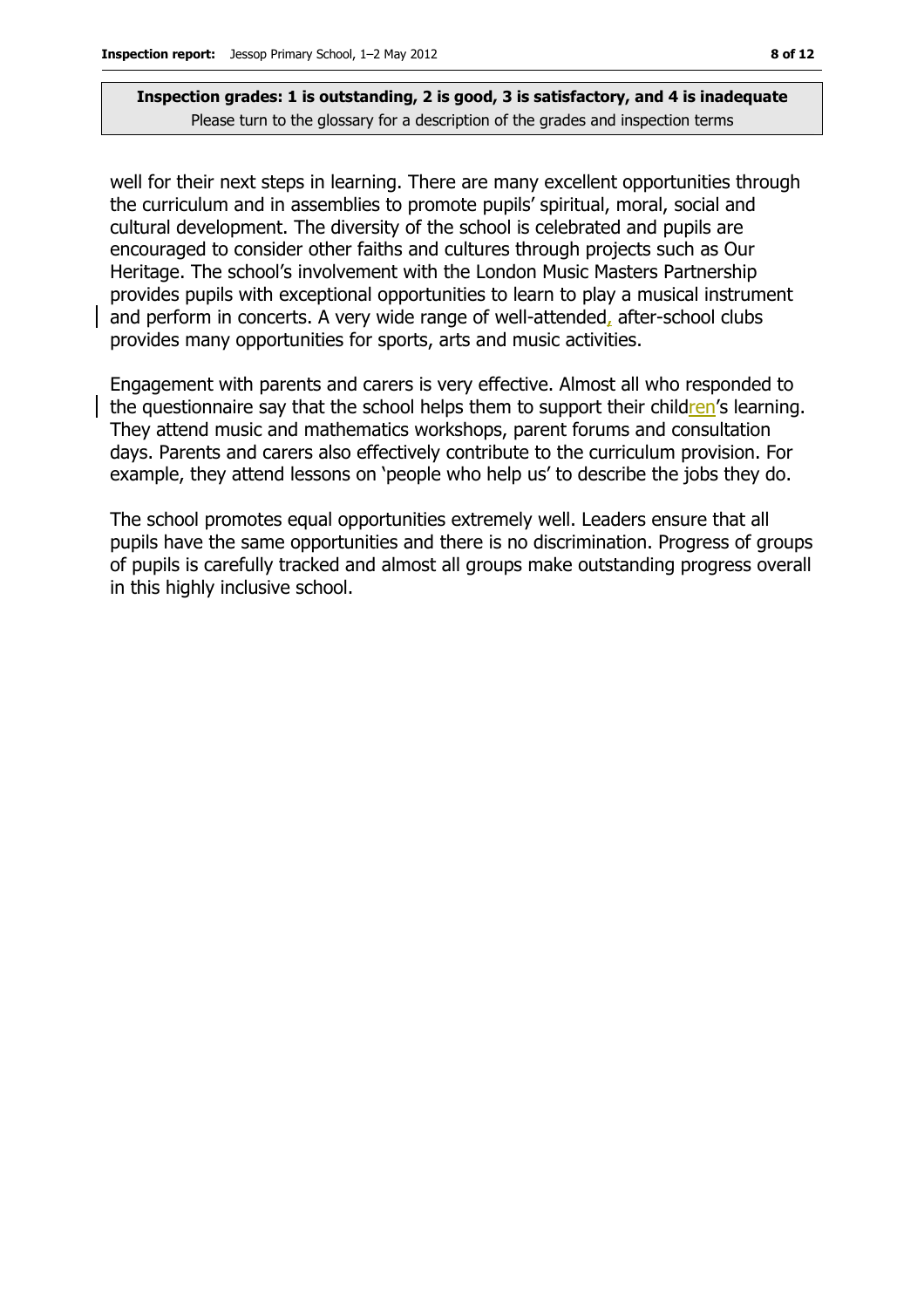**Inspection grades: 1 is outstanding, 2 is good, 3 is satisfactory, and 4 is inadequate**
Please turn to the glossary for a description of the grades and inspection terms

well for their next steps in learning. There are many excellent opportunities through the curriculum and in assemblies to promote pupils' spiritual, moral, social and cultural development. The diversity of the school is celebrated and pupils are encouraged to consider other faiths and cultures through projects such as Our Heritage. The school's involvement with the London Music Masters Partnership provides pupils with exceptional opportunities to learn to play a musical instrument and perform in concerts. A very wide range of well-attended, after-school clubs provides many opportunities for sports, arts and music activities.

Engagement with parents and carers is very effective. Almost all who responded to the questionnaire say that the school helps them to support their children's learning. They attend music and mathematics workshops, parent forums and consultation days. Parents and carers also effectively contribute to the curriculum provision. For example, they attend lessons on 'people who help us' to describe the jobs they do.

The school promotes equal opportunities extremely well. Leaders ensure that all pupils have the same opportunities and there is no discrimination. Progress of groups of pupils is carefully tracked and almost all groups make outstanding progress overall in this highly inclusive school.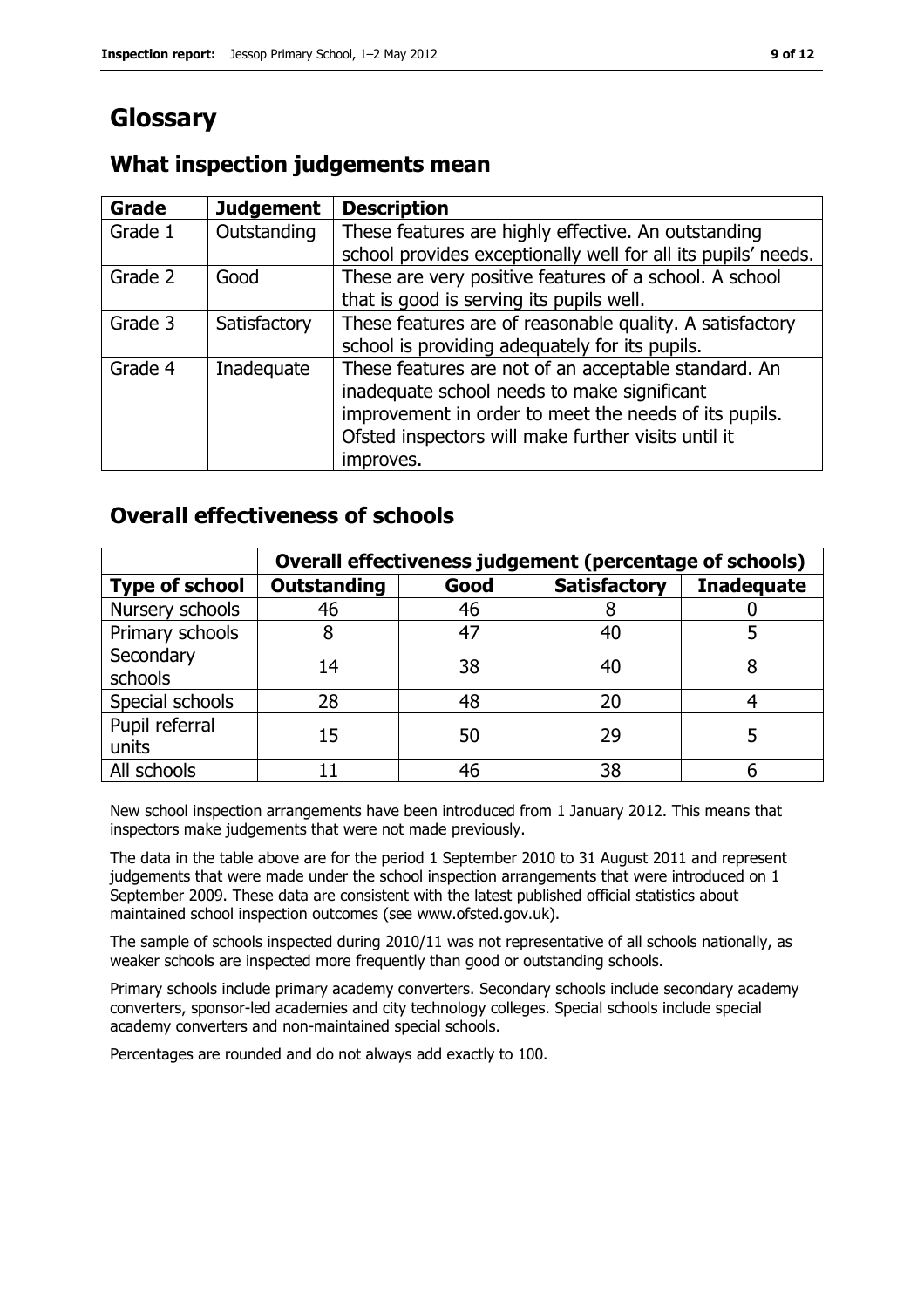# Glossary

## What inspection judgements mean

| Grade | Judgement | Description |
|---|---|---|
| Grade 1 | Outstanding | These features are highly effective. An outstanding school provides exceptionally well for all its pupils' needs. |
| Grade 2 | Good | These are very positive features of a school. A school that is good is serving its pupils well. |
| Grade 3 | Satisfactory | These features are of reasonable quality. A satisfactory school is providing adequately for its pupils. |
| Grade 4 | Inadequate | These features are not of an acceptable standard. An inadequate school needs to make significant improvement in order to meet the needs of its pupils. Ofsted inspectors will make further visits until it improves. |

## Overall effectiveness of schools

| | Overall effectiveness judgement (percentage of schools) | | | |
|---|---|---|---|---|
| **Type of school** | **Outstanding** | **Good** | **Satisfactory** | **Inadequate** |
| Nursery schools | 46 | 46 | 8 | 0 |
| Primary schools | 8 | 47 | 40 | 5 |
| Secondary schools | 14 | 38 | 40 | 8 |
| Special schools | 28 | 48 | 20 | 4 |
| Pupil referral units | 15 | 50 | 29 | 5 |
| All schools | 11 | 46 | 38 | 6 |

New school inspection arrangements have been introduced from 1 January 2012. This means that inspectors make judgements that were not made previously.

The data in the table above are for the period 1 September 2010 to 31 August 2011 and represent judgements that were made under the school inspection arrangements that were introduced on 1 September 2009. These data are consistent with the latest published official statistics about maintained school inspection outcomes (see www.ofsted.gov.uk).

The sample of schools inspected during 2010/11 was not representative of all schools nationally, as weaker schools are inspected more frequently than good or outstanding schools.

Primary schools include primary academy converters. Secondary schools include secondary academy converters, sponsor-led academies and city technology colleges. Special schools include special academy converters and non-maintained special schools.

Percentages are rounded and do not always add exactly to 100.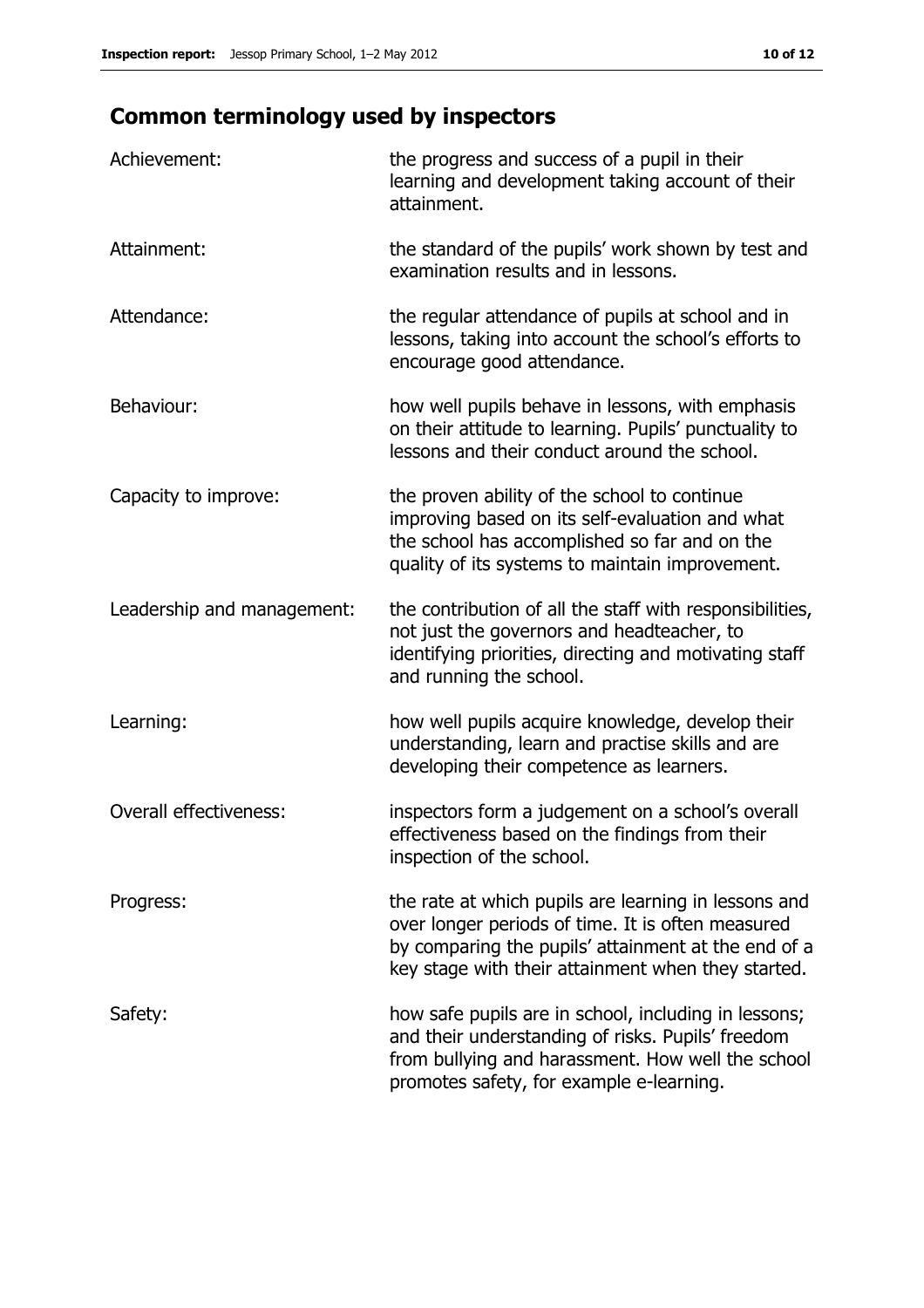## Common terminology used by inspectors

| | |
|---|---|
| Achievement: | the progress and success of a pupil in their learning and development taking account of their attainment. |
| Attainment: | the standard of the pupils' work shown by test and examination results and in lessons. |
| Attendance: | the regular attendance of pupils at school and in lessons, taking into account the school's efforts to encourage good attendance. |
| Behaviour: | how well pupils behave in lessons, with emphasis on their attitude to learning. Pupils' punctuality to lessons and their conduct around the school. |
| Capacity to improve: | the proven ability of the school to continue improving based on its self-evaluation and what the school has accomplished so far and on the quality of its systems to maintain improvement. |
| Leadership and management: | the contribution of all the staff with responsibilities, not just the governors and headteacher, to identifying priorities, directing and motivating staff and running the school. |
| Learning: | how well pupils acquire knowledge, develop their understanding, learn and practise skills and are developing their competence as learners. |
| Overall effectiveness: | inspectors form a judgement on a school's overall effectiveness based on the findings from their inspection of the school. |
| Progress: | the rate at which pupils are learning in lessons and over longer periods of time. It is often measured by comparing the pupils' attainment at the end of a key stage with their attainment when they started. |
| Safety: | how safe pupils are in school, including in lessons; and their understanding of risks. Pupils' freedom from bullying and harassment. How well the school promotes safety, for example e-learning. |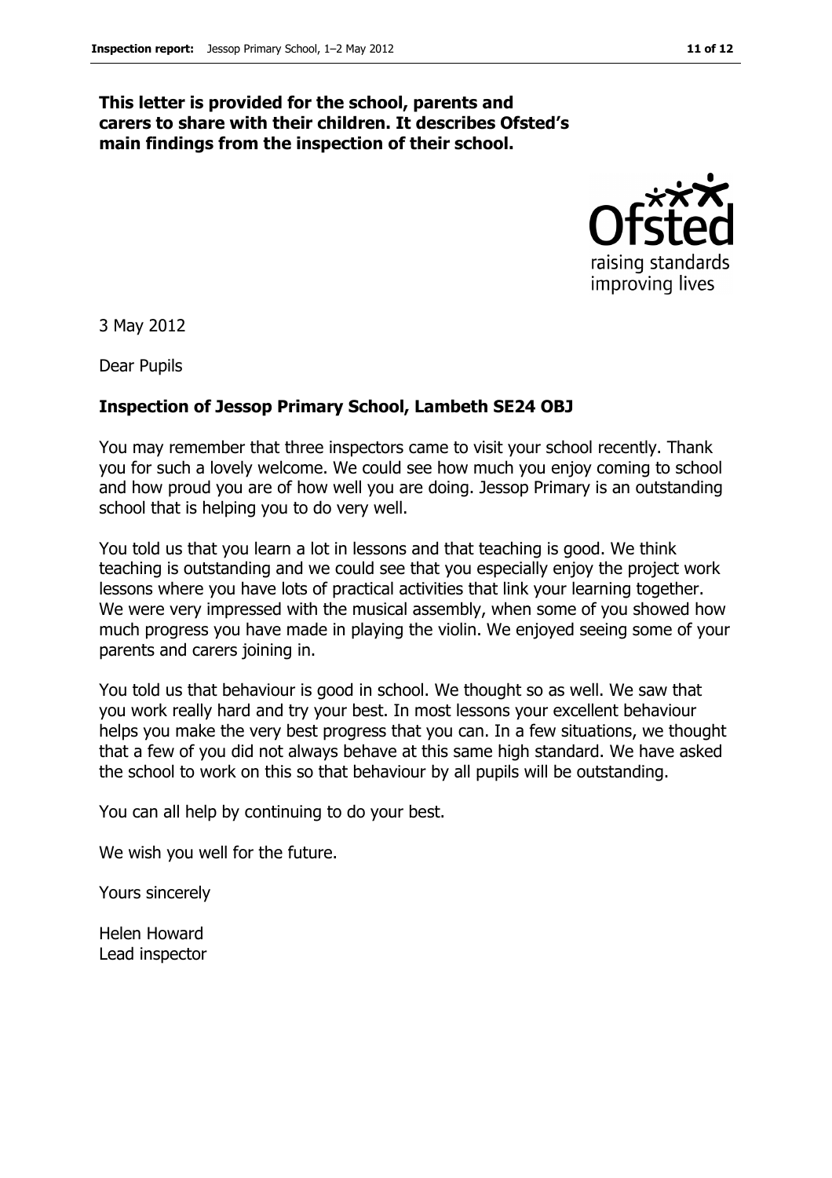**This letter is provided for the school, parents and carers to share with their children. It describes Ofsted's main findings from the inspection of their school.**

Ofsted
raising standards
improving lives

3 May 2012

Dear Pupils

**Inspection of Jessop Primary School, Lambeth SE24 OBJ**

You may remember that three inspectors came to visit your school recently. Thank you for such a lovely welcome. We could see how much you enjoy coming to school and how proud you are of how well you are doing. Jessop Primary is an outstanding school that is helping you to do very well.

You told us that you learn a lot in lessons and that teaching is good. We think teaching is outstanding and we could see that you especially enjoy the project work lessons where you have lots of practical activities that link your learning together. We were very impressed with the musical assembly, when some of you showed how much progress you have made in playing the violin. We enjoyed seeing some of your parents and carers joining in.

You told us that behaviour is good in school. We thought so as well. We saw that you work really hard and try your best. In most lessons your excellent behaviour helps you make the very best progress that you can. In a few situations, we thought that a few of you did not always behave at this same high standard. We have asked the school to work on this so that behaviour by all pupils will be outstanding.

You can all help by continuing to do your best.

We wish you well for the future.

Yours sincerely

Helen Howard
Lead inspector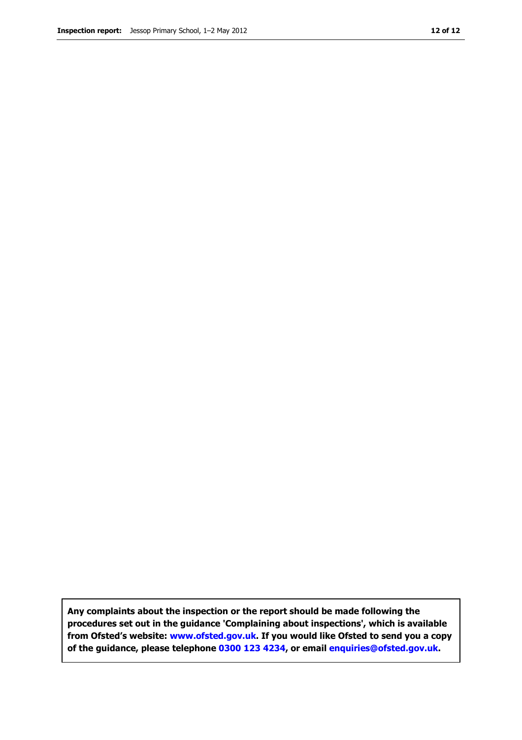**Any complaints about the inspection or the report should be made following the procedures set out in the guidance 'Complaining about inspections', which is available from Ofsted's website: www.ofsted.gov.uk. If you would like Ofsted to send you a copy of the guidance, please telephone 0300 123 4234, or email enquiries@ofsted.gov.uk.**